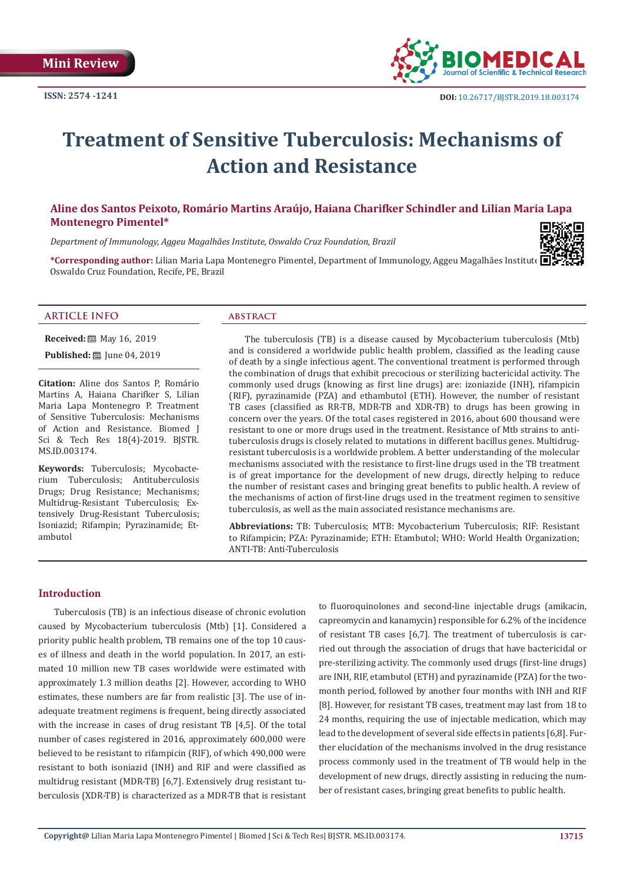Mini Review

ISSN: 2574 -1241

DOI: 10.26717/BJSTR.2019.18.003174

# Treatment of Sensitive Tuberculosis: Mechanisms of Action and Resistance

**Aline dos Santos Peixoto, Romário Martins Araújo, Haiana Charifker Schindler and Lilian Maria Lapa Montenegro Pimentel***

*Department of Immunology, Aggeu Magalhães Institute, Oswaldo Cruz Foundation, Brazil*

**\*Corresponding author:** Lilian Maria Lapa Montenegro Pimentel, Department of Immunology, Aggeu Magalhães Institute, Oswaldo Cruz Foundation, Recife, PE, Brazil

## ARTICLE INFO

**Received:** May 16, 2019

**Published:** June 04, 2019

**Citation:** Aline dos Santos P, Romário Martins A, Haiana Charifker S, Lilian Maria Lapa Montenegro P. Treatment of Sensitive Tuberculosis: Mechanisms of Action and Resistance. Biomed J Sci & Tech Res 18(4)-2019. BJSTR. MS.ID.003174.

**Keywords:** Tuberculosis; Mycobacterium Tuberculosis; Antituberculosis Drugs; Drug Resistance; Mechanisms; Multidrug-Resistant Tuberculosis; Extensively Drug-Resistant Tuberculosis; Isoniazid; Rifampin; Pyrazinamide; Etambutol

## ABSTRACT

The tuberculosis (TB) is a disease caused by Mycobacterium tuberculosis (Mtb) and is considered a worldwide public health problem, classified as the leading cause of death by a single infectious agent. The conventional treatment is performed through the combination of drugs that exhibit precocious or sterilizing bactericidal activity. The commonly used drugs (knowing as first line drugs) are: izoniazide (INH), rifampicin (RIF), pyrazinamide (PZA) and ethambutol (ETH). However, the number of resistant TB cases (classified as RR-TB, MDR-TB and XDR-TB) to drugs has been growing in concern over the years. Of the total cases registered in 2016, about 600 thousand were resistant to one or more drugs used in the treatment. Resistance of Mtb strains to anti-tuberculosis drugs is closely related to mutations in different bacillus genes. Multidrug-resistant tuberculosis is a worldwide problem. A better understanding of the molecular mechanisms associated with the resistance to first-line drugs used in the TB treatment is of great importance for the development of new drugs, directly helping to reduce the number of resistant cases and bringing great benefits to public health. A review of the mechanisms of action of first-line drugs used in the treatment regimen to sensitive tuberculosis, as well as the main associated resistance mechanisms are described.

**Abbreviations:** TB: Tuberculosis; MTB: Mycobacterium Tuberculosis; RIF: Resistant to Rifampicin; PZA: Pyrazinamide; ETH: Etambutol; WHO: World Health Organization; ANTI-TB: Anti-Tuberculosis

## Introduction

Tuberculosis (TB) is an infectious disease of chronic evolution caused by Mycobacterium tuberculosis (Mtb) [1]. Considered a priority public health problem, TB remains one of the top 10 causes of illness and death in the world population. In 2017, an estimated 10 million new TB cases worldwide were estimated with approximately 1.3 million deaths [2]. However, according to WHO estimates, these numbers are far from realistic [3]. The use of inadequate treatment regimens is frequent, being directly associated with the increase in cases of drug resistant TB [4,5]. Of the total number of cases registered in 2016, approximately 600,000 were believed to be resistant to rifampicin (RIF), of which 490,000 were resistant to both isoniazid (INH) and RIF and were classified as multidrug resistant (MDR-TB) [6,7]. Extensively drug resistant tuberculosis (XDR-TB) is characterized as a MDR-TB that is resistant to fluoroquinolones and second-line injectable drugs (amikacin, capreomycin and kanamycin) responsible for 6.2% of the incidence of resistant TB cases [6,7]. The treatment of tuberculosis is carried out through the association of drugs that have bactericidal or pre-sterilizing activity. The commonly used drugs (first-line drugs) are INH, RIF, etambutol (ETH) and pyrazinamide (PZA) for the two-month period, followed by another four months with INH and RIF [8]. However, for resistant TB cases, treatment may last from 18 to 24 months, requiring the use of injectable medication, which may lead to the development of several side effects in patients [6,8]. Further elucidation of the mechanisms involved in the drug resistance process commonly used in the treatment of TB would help in the development of new drugs, directly assisting in reducing the number of resistant cases, bringing great benefits to public health.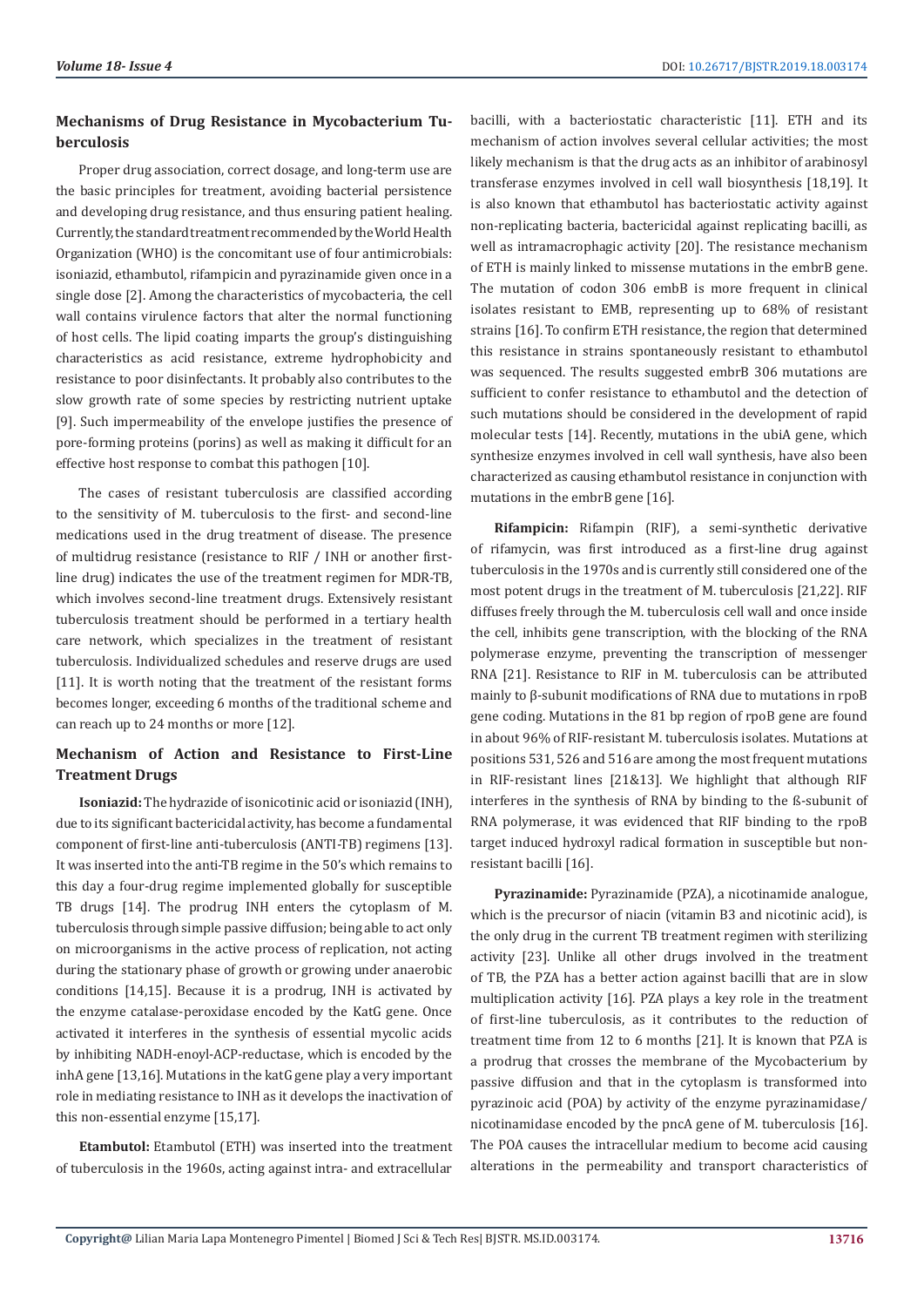## Mechanisms of Drug Resistance in Mycobacterium Tuberculosis

Proper drug association, correct dosage, and long-term use are the basic principles for treatment, avoiding bacterial persistence and developing drug resistance, and thus ensuring patient healing. Currently, the standard treatment recommended by the World Health Organization (WHO) is the concomitant use of four antimicrobials: isoniazid, ethambutol, rifampicin and pyrazinamide given once in a single dose [2]. Among the characteristics of mycobacteria, the cell wall contains virulence factors that alter the normal functioning of host cells. The lipid coating imparts the group's distinguishing characteristics as acid resistance, extreme hydrophobicity and resistance to poor disinfectants. It probably also contributes to the slow growth rate of some species by restricting nutrient uptake [9]. Such impermeability of the envelope justifies the presence of pore-forming proteins (porins) as well as making it difficult for an effective host response to combat this pathogen [10].

The cases of resistant tuberculosis are classified according to the sensitivity of M. tuberculosis to the first- and second-line medications used in the drug treatment of disease. The presence of multidrug resistance (resistance to RIF / INH or another first-line drug) indicates the use of the treatment regimen for MDR-TB, which involves second-line treatment drugs. Extensively resistant tuberculosis treatment should be performed in a tertiary health care network, which specializes in the treatment of resistant tuberculosis. Individualized schedules and reserve drugs are used [11]. It is worth noting that the treatment of the resistant forms becomes longer, exceeding 6 months of the traditional scheme and can reach up to 24 months or more [12].

## Mechanism of Action and Resistance to First-Line Treatment Drugs

**Isoniazid:** The hydrazide of isonicotinic acid or isoniazid (INH), due to its significant bactericidal activity, has become a fundamental component of first-line anti-tuberculosis (ANTI-TB) regimens [13]. It was inserted into the anti-TB regime in the 50's which remains to this day a four-drug regime implemented globally for susceptible TB drugs [14]. The prodrug INH enters the cytoplasm of M. tuberculosis through simple passive diffusion; being able to act only on microorganisms in the active process of replication, not acting during the stationary phase of growth or growing under anaerobic conditions [14,15]. Because it is a prodrug, INH is activated by the enzyme catalase-peroxidase encoded by the KatG gene. Once activated it interferes in the synthesis of essential mycolic acids by inhibiting NADH-enoyl-ACP-reductase, which is encoded by the inhA gene [13,16]. Mutations in the katG gene play a very important role in mediating resistance to INH as it develops the inactivation of this non-essential enzyme [15,17].

**Etambutol:** Etambutol (ETH) was inserted into the treatment of tuberculosis in the 1960s, acting against intra- and extracellular bacilli, with a bacteriostatic characteristic [11]. ETH and its mechanism of action involves several cellular activities; the most likely mechanism is that the drug acts as an inhibitor of arabinosyl transferase enzymes involved in cell wall biosynthesis [18,19]. It is also known that ethambutol has bacteriostatic activity against non-replicating bacteria, bactericidal against replicating bacilli, as well as intramacrophagic activity [20]. The resistance mechanism of ETH is mainly linked to missense mutations in the embrB gene. The mutation of codon 306 embB is more frequent in clinical isolates resistant to EMB, representing up to 68% of resistant strains [16]. To confirm ETH resistance, the region that determined this resistance in strains spontaneously resistant to ethambutol was sequenced. The results suggested embrB 306 mutations are sufficient to confer resistance to ethambutol and the detection of such mutations should be considered in the development of rapid molecular tests [14]. Recently, mutations in the ubiA gene, which synthesize enzymes involved in cell wall synthesis, have also been characterized as causing ethambutol resistance in conjunction with mutations in the embrB gene [16].

**Rifampicin:** Rifampin (RIF), a semi-synthetic derivative of rifamycin, was first introduced as a first-line drug against tuberculosis in the 1970s and is currently still considered one of the most potent drugs in the treatment of M. tuberculosis [21,22]. RIF diffuses freely through the M. tuberculosis cell wall and once inside the cell, inhibits gene transcription, with the blocking of the RNA polymerase enzyme, preventing the transcription of messenger RNA [21]. Resistance to RIF in M. tuberculosis can be attributed mainly to β-subunit modifications of RNA due to mutations in rpoB gene coding. Mutations in the 81 bp region of rpoB gene are found in about 96% of RIF-resistant M. tuberculosis isolates. Mutations at positions 531, 526 and 516 are among the most frequent mutations in RIF-resistant lines [21&13]. We highlight that although RIF interferes in the synthesis of RNA by binding to the ß-subunit of RNA polymerase, it was evidenced that RIF binding to the rpoB target induced hydroxyl radical formation in susceptible but non-resistant bacilli [16].

**Pyrazinamide:** Pyrazinamide (PZA), a nicotinamide analogue, which is the precursor of niacin (vitamin B3 and nicotinic acid), is the only drug in the current TB treatment regimen with sterilizing activity [23]. Unlike all other drugs involved in the treatment of TB, the PZA has a better action against bacilli that are in slow multiplication activity [16]. PZA plays a key role in the treatment of first-line tuberculosis, as it contributes to the reduction of treatment time from 12 to 6 months [21]. It is known that PZA is a prodrug that crosses the membrane of the Mycobacterium by passive diffusion and that in the cytoplasm is transformed into pyrazinoic acid (POA) by activity of the enzyme pyrazinamidase/ nicotinamidase encoded by the pncA gene of M. tuberculosis [16]. The POA causes the intracellular medium to become acid causing alterations in the permeability and transport characteristics of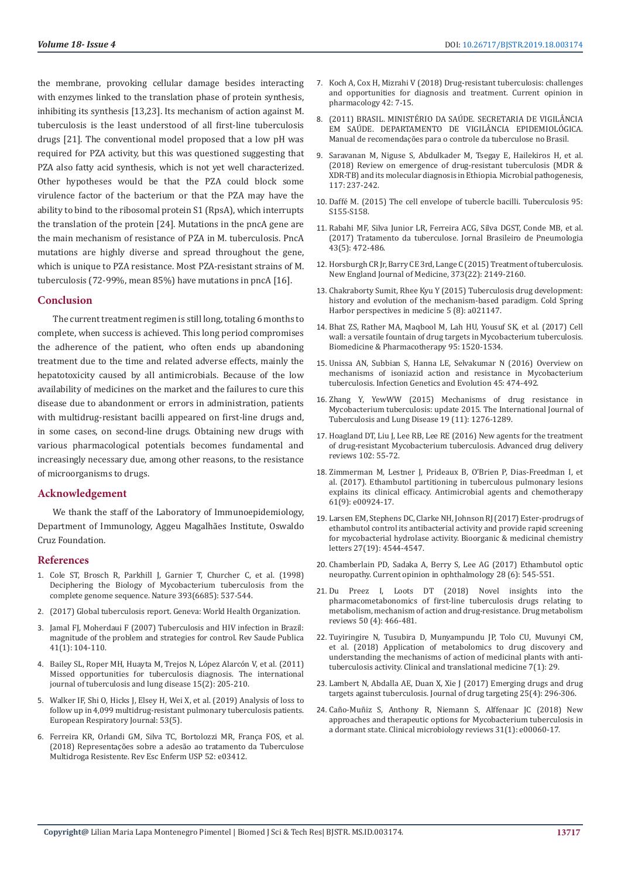the membrane, provoking cellular damage besides interacting with enzymes linked to the translation phase of protein synthesis, inhibiting its synthesis [13,23]. Its mechanism of action against M. tuberculosis is the least understood of all first-line tuberculosis drugs [21]. The conventional model proposed that a low pH was required for PZA activity, but this was questioned suggesting that PZA also fatty acid synthesis, which is not yet well characterized. Other hypotheses would be that the PZA could block some virulence factor of the bacterium or that the PZA may have the ability to bind to the ribosomal protein S1 (RpsA), which interrupts the translation of the protein [24]. Mutations in the pncA gene are the main mechanism of resistance of PZA in M. tuberculosis. PncA mutations are highly diverse and spread throughout the gene, which is unique to PZA resistance. Most PZA-resistant strains of M. tuberculosis (72-99%, mean 85%) have mutations in pncA [16].

## Conclusion

The current treatment regimen is still long, totaling 6 months to complete, when success is achieved. This long period compromises the adherence of the patient, who often ends up abandoning treatment due to the time and related adverse effects, mainly the hepatotoxicity caused by all antimicrobials. Because of the low availability of medicines on the market and the failures to cure this disease due to abandonment or errors in administration, patients with multidrug-resistant bacilli appeared on first-line drugs and, in some cases, on second-line drugs. Obtaining new drugs with various pharmacological potentials becomes fundamental and increasingly necessary due, among other reasons, to the resistance of microorganisms to drugs.

## Acknowledgement

We thank the staff of the Laboratory of Immunoepidemiology, Department of Immunology, Aggeu Magalhães Institute, Oswaldo Cruz Foundation.

## References

1. Cole ST, Brosch R, Parkhill J, Garnier T, Churcher C, et al. (1998) Deciphering the Biology of Mycobacterium tuberculosis from the complete genome sequence. Nature 393(6685): 537-544.
2. (2017) Global tuberculosis report. Geneva: World Health Organization.
3. Jamal FJ, Moherdaui F (2007) Tuberculosis and HIV infection in Brazil: magnitude of the problem and strategies for control. Rev Saude Publica 41(1): 104-110.
4. Bailey SL, Roper MH, Huayta M, Trejos N, López Alarcón V, et al. (2011) Missed opportunities for tuberculosis diagnosis. The international journal of tuberculosis and lung disease 15(2): 205-210.
5. Walker IF, Shi O, Hicks J, Elsey H, Wei X, et al. (2019) Analysis of loss to follow up in 4,099 multidrug-resistant pulmonary tuberculosis patients. European Respiratory Journal: 53(5).
6. Ferreira KR, Orlandi GM, Silva TC, Bortolozzi MR, França FOS, et al. (2018) Representações sobre a adesão ao tratamento da Tuberculose Multidroga Resistente. Rev Esc Enferm USP 52: e03412.
7. Koch A, Cox H, Mizrahi V (2018) Drug-resistant tuberculosis: challenges and opportunities for diagnosis and treatment. Current opinion in pharmacology 42: 7-15.
8. (2011) BRASIL. MINISTÉRIO DA SAÚDE. SECRETARIA DE VIGILÂNCIA EM SAÚDE. DEPARTAMENTO DE VIGILÂNCIA EPIDEMIOLÓGICA. Manual de recomendações para o controle da tuberculose no Brasil.
9. Saravanan M, Niguse S, Abdulkader M, Tsegay E, Hailekiros H, et al. (2018) Review on emergence of drug-resistant tuberculosis (MDR & XDR-TB) and its molecular diagnosis in Ethiopia. Microbial pathogenesis, 117: 237-242.
10. Daffé M. (2015) The cell envelope of tubercle bacilli. Tuberculosis 95: S155-S158.
11. Rabahi MF, Silva Junior LR, Ferreira ACG, Silva DGST, Conde MB, et al. (2017) Tratamento da tuberculose. Jornal Brasileiro de Pneumologia 43(5): 472-486.
12. Horsburgh CR Jr, Barry CE 3rd, Lange C (2015) Treatment of tuberculosis. New England Journal of Medicine, 373(22): 2149-2160.
13. Chakraborty Sumit, Rhee Kyu Y (2015) Tuberculosis drug development: history and evolution of the mechanism-based paradigm. Cold Spring Harbor perspectives in medicine 5 (8): a021147.
14. Bhat ZS, Rather MA, Maqbool M, Lah HU, Yousuf SK, et al. (2017) Cell wall: a versatile fountain of drug targets in Mycobacterium tuberculosis. Biomedicine & Pharmacotherapy 95: 1520-1534.
15. Unissa AN, Subbian S, Hanna LE, Selvakumar N (2016) Overview on mechanisms of isoniazid action and resistance in Mycobacterium tuberculosis. Infection Genetics and Evolution 45: 474-492.
16. Zhang Y, YewWW (2015) Mechanisms of drug resistance in Mycobacterium tuberculosis: update 2015. The International Journal of Tuberculosis and Lung Disease 19 (11): 1276-1289.
17. Hoagland DT, Liu J, Lee RB, Lee RE (2016) New agents for the treatment of drug-resistant Mycobacterium tuberculosis. Advanced drug delivery reviews 102: 55-72.
18. Zimmerman M, Lestner J, Prideaux B, O'Brien P, Dias-Freedman I, et al. (2017). Ethambutol partitioning in tuberculous pulmonary lesions explains its clinical efficacy. Antimicrobial agents and chemotherapy 61(9): e00924-17.
19. Larsen EM, Stephens DC, Clarke NH, Johnson RJ (2017) Ester-prodrugs of ethambutol control its antibacterial activity and provide rapid screening for mycobacterial hydrolase activity. Bioorganic & medicinal chemistry letters 27(19): 4544-4547.
20. Chamberlain PD, Sadaka A, Berry S, Lee AG (2017) Ethambutol optic neuropathy. Current opinion in ophthalmology 28 (6): 545-551.
21. Du Preez I, Loots DT (2018) Novel insights into the pharmacometabonomics of first-line tuberculosis drugs relating to metabolism, mechanism of action and drug-resistance. Drug metabolism reviews 50 (4): 466-481.
22. Tuyiringire N, Tusubira D, Munyampundu JP, Tolo CU, Muvunyi CM, et al. (2018) Application of metabolomics to drug discovery and understanding the mechanisms of action of medicinal plants with anti-tuberculosis activity. Clinical and translational medicine 7(1): 29.
23. Lambert N, Abdalla AE, Duan X, Xie J (2017) Emerging drugs and drug targets against tuberculosis. Journal of drug targeting 25(4): 296-306.
24. Caño-Muñiz S, Anthony R, Niemann S, Alffenaar JC (2018) New approaches and therapeutic options for Mycobacterium tuberculosis in a dormant state. Clinical microbiology reviews 31(1): e00060-17.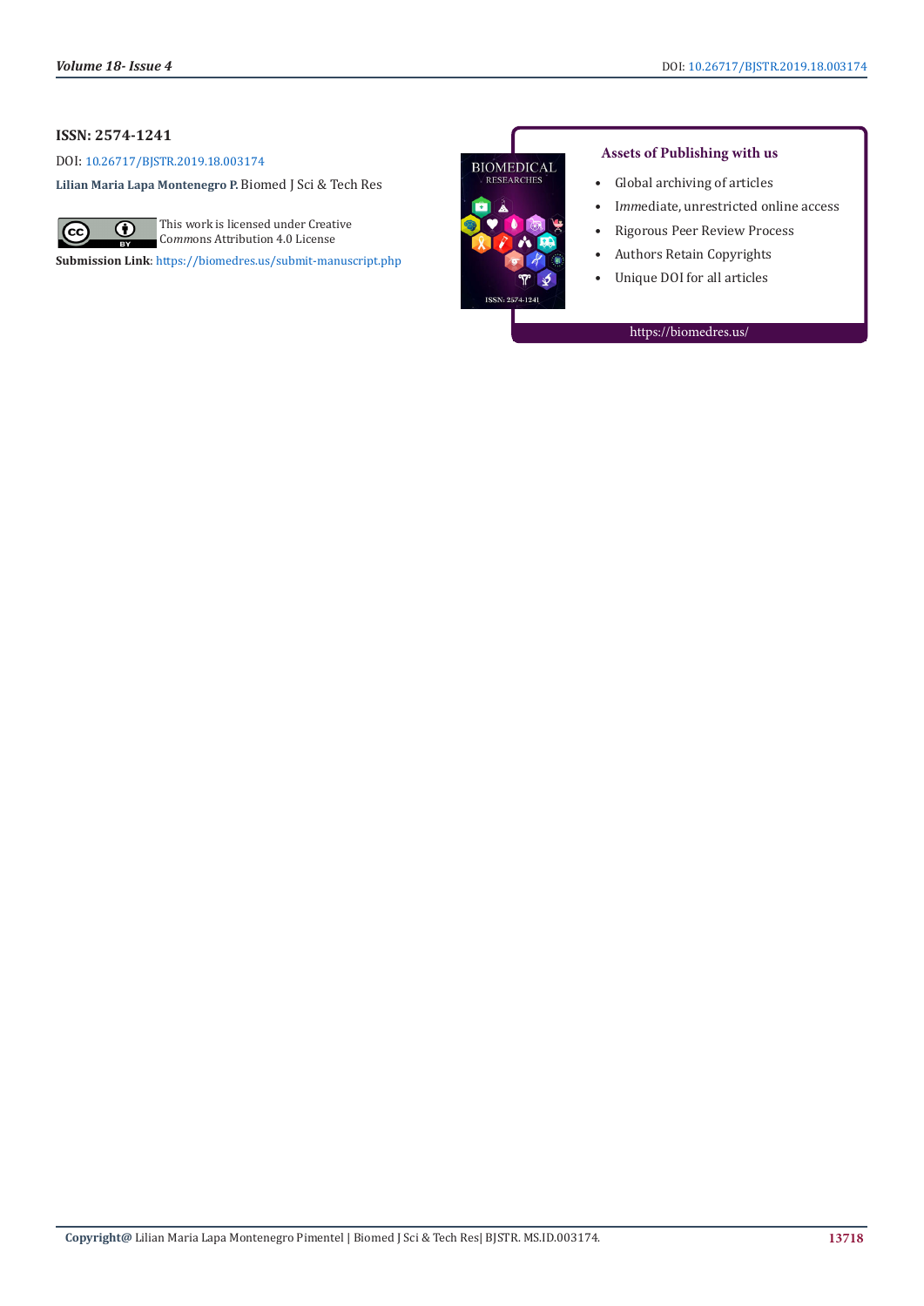**ISSN: 2574-1241**

DOI: 10.26717/BJSTR.2019.18.003174

**Lilian Maria Lapa Montenegro P.** Biomed J Sci & Tech Res

This work is licensed under Creative Commons Attribution 4.0 License

**Submission Link**: https://biomedres.us/submit-manuscript.php

**Assets of Publishing with us**

- Global archiving of articles
- Immediate, unrestricted online access
- Rigorous Peer Review Process
- Authors Retain Copyrights
- Unique DOI for all articles

https://biomedres.us/